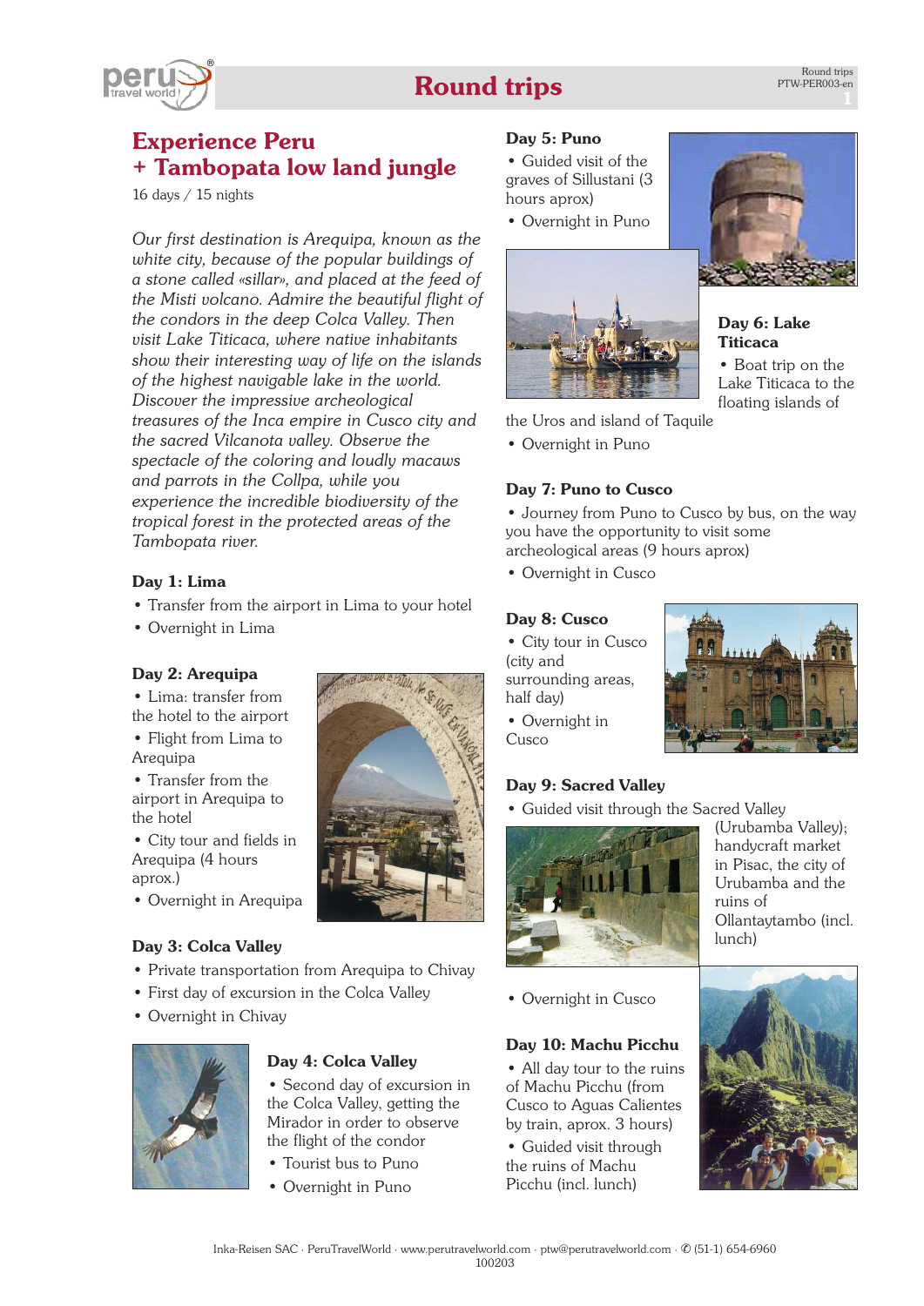# Round trips

## Experience Peru + Tambopata low land jungle

16 days / 15 nights

*Our first destination is Arequipa, known as the white city, because of the popular buildings of a stone called «sillar», and placed at the feed of the Misti volcano. Admire the beautiful flight of the condors in the deep Colca Valley. Then visit Lake Titicaca, where native inhabitants show their interesting way of life on the islands of the highest navigable lake in the world. Discover the impressive archeological treasures of the Inca empire in Cusco city and the sacred Vilcanota valley. Observe the spectacle of the coloring and loudly macaws and parrots in the Collpa, while you experience the incredible biodiversity of the tropical forest in the protected areas of the Tambopata river.*

**Day 1: Lima**

- Transfer from the airport in Lima to your hotel
- Overnight in Lima

**Day 2: Arequipa**

- Lima: transfer from the hotel to the airport
- Flight from Lima to Arequipa
- Transfer from the airport in Arequipa to the hotel
- City tour and fields in Arequipa (4 hours aprox.)
- Overnight in Arequipa

**Day 3: Colca Valley**

- Private transportation from Arequipa to Chivay
- First day of excursion in the Colca Valley
- Overnight in Chivay

**Day 4: Colca Valley**

- Second day of excursion in the Colca Valley, getting the Mirador in order to observe the flight of the condor
- Tourist bus to Puno
- Overnight in Puno

**Day 5: Puno**

- Guided visit of the graves of Sillustani (3 hours aprox)
- Overnight in Puno

**Day 6: Lake Titicaca**

- Boat trip on the Lake Titicaca to the floating islands of the Uros and island of Taquile
- Overnight in Puno

**Day 7: Puno to Cusco**

- Journey from Puno to Cusco by bus, on the way you have the opportunity to visit some archeological areas (9 hours aprox)
- Overnight in Cusco

**Day 8: Cusco**

- City tour in Cusco (city and surrounding areas, half day)
- Overnight in Cusco

**Day 9: Sacred Valley**

- Guided visit through the Sacred Valley (Urubamba Valley); handycraft market in Pisac, the city of Urubamba and the ruins of Ollantaytambo (incl. lunch)
- Overnight in Cusco

**Day 10: Machu Picchu**

- All day tour to the ruins of Machu Picchu (from Cusco to Aguas Calientes by train, aprox. 3 hours)
- Guided visit through the ruins of Machu Picchu (incl. lunch)

Inka-Reisen SAC · PeruTravelWorld · www.perutravelworld.com · ptw@perutravelworld.com · ✆ (51-1) 654-6960
100203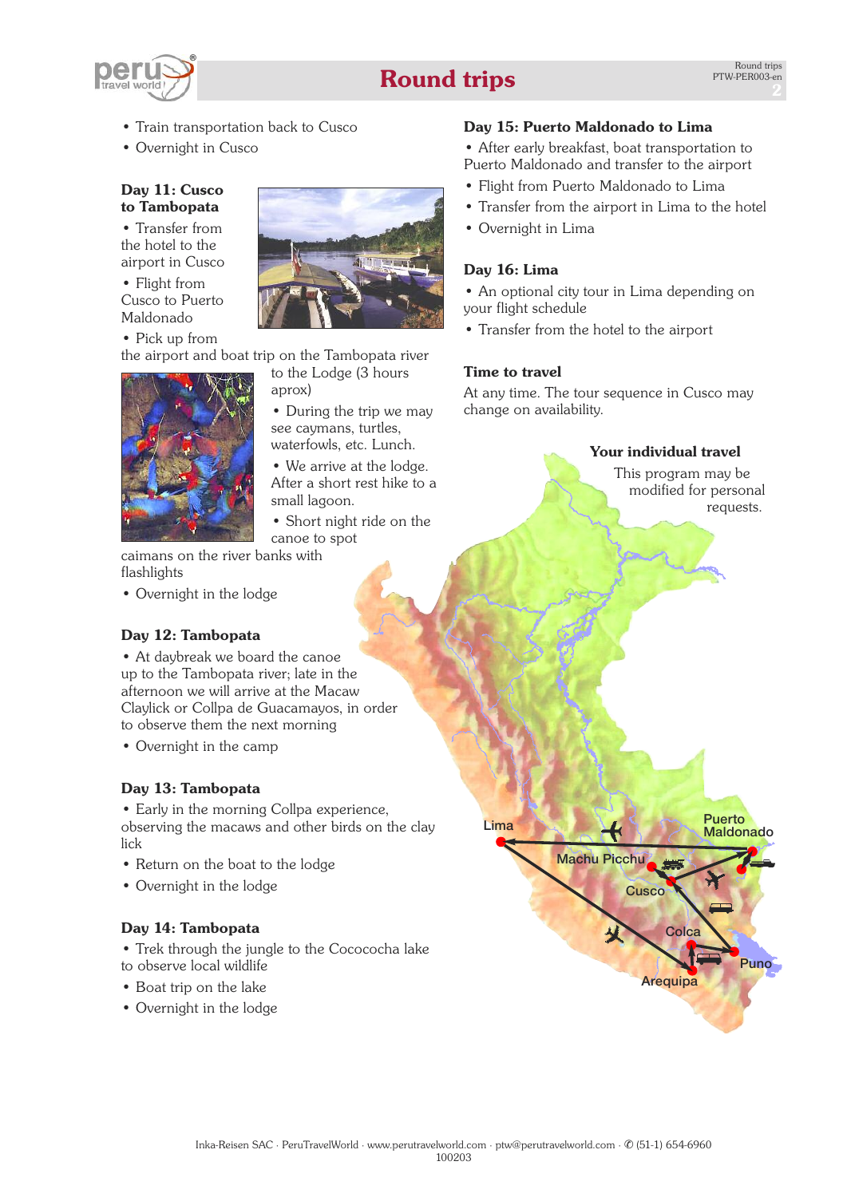# Round trips

- Train transportation back to Cusco
- Overnight in Cusco

**Day 11: Cusco to Tambopata**

- Transfer from the hotel to the airport in Cusco
- Flight from Cusco to Puerto Maldonado
- Pick up from the airport and boat trip on the Tambopata river to the Lodge (3 hours aprox)
- During the trip we may see caymans, turtles, waterfowls, etc. Lunch.
- We arrive at the lodge. After a short rest hike to a small lagoon.
- Short night ride on the canoe to spot caimans on the river banks with flashlights
- Overnight in the lodge

**Day 12: Tambopata**

- At daybreak we board the canoe up to the Tambopata river; late in the afternoon we will arrive at the Macaw Claylick or Collpa de Guacamayos, in order to observe them the next morning
- Overnight in the camp

**Day 13: Tambopata**

- Early in the morning Collpa experience, observing the macaws and other birds on the clay lick
- Return on the boat to the lodge
- Overnight in the lodge

**Day 14: Tambopata**

- Trek through the jungle to the Cococcha lake to observe local wildlife
- Boat trip on the lake
- Overnight in the lodge

**Day 15: Puerto Maldonado to Lima**

- After early breakfast, boat transportation to Puerto Maldonado and transfer to the airport
- Flight from Puerto Maldonado to Lima
- Transfer from the airport in Lima to the hotel
- Overnight in Lima

**Day 16: Lima**

- An optional city tour in Lima depending on your flight schedule
- Transfer from the hotel to the airport

**Time to travel**

At any time. The tour sequence in Cusco may change on availability.

**Your individual travel**

This program may be modified for personal requests.

Lima
Puerto Maldonado
Machu Picchu
Cusco
Colca
Puno
Arequipa

Inka-Reisen SAC · PeruTravelWorld · www.perutravelworld.com · ptw@perutravelworld.com · ✆ (51-1) 654-6960
100203